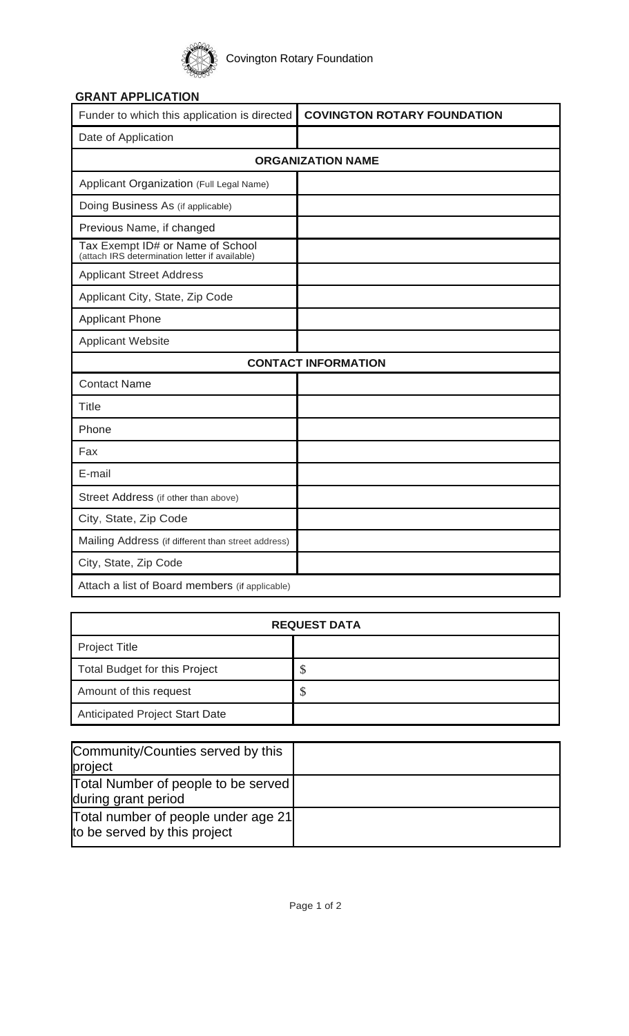Covington Rotary Foundation

## GRANT APPLICATION

| Funder to which this application is directed | **COVINGTON ROTARY FOUNDATION** |
|---|---|
| Date of Application | |
| **ORGANIZATION NAME** | |
| Applicant Organization (Full Legal Name) | |
| Doing Business As (if applicable) | |
| Previous Name, if changed | |
| Tax Exempt ID# or Name of School (attach IRS determination letter if available) | |
| Applicant Street Address | |
| Applicant City, State, Zip Code | |
| Applicant Phone | |
| Applicant Website | |
| **CONTACT INFORMATION** | |
| Contact Name | |
| Title | |
| Phone | |
| Fax | |
| E-mail | |
| Street Address (if other than above) | |
| City, State, Zip Code | |
| Mailing Address (if different than street address) | |
| City, State, Zip Code | |
| Attach a list of Board members (if applicable) | |

| **REQUEST DATA** | |
|---|---|
| Project Title | |
| Total Budget for this Project | $ |
| Amount of this request | $ |
| Anticipated Project Start Date | |

| Community/Counties served by this project | |
|---|---|
| Total Number of people to be served during grant period | |
| Total number of people under age 21 to be served by this project | |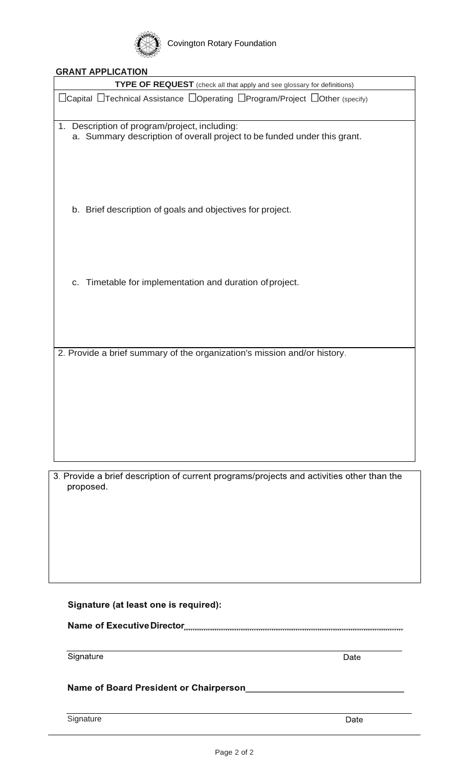Covington Rotary Foundation

## GRANT APPLICATION

**TYPE OF REQUEST** (check all that apply and see glossary for definitions)

☐Capital ☐Technical Assistance ☐Operating ☐Program/Project ☐Other (specify)

1. Description of program/project, including:
   a. Summary description of overall project to be funded under this grant.

   b. Brief description of goals and objectives for project.

   c. Timetable for implementation and duration of project.

2. Provide a brief summary of the organization's mission and/or history.

3. Provide a brief description of current programs/projects and activities other than the proposed.

**Signature (at least one is required):**

**Name of Executive Director**\_\_\_\_\_\_\_\_\_\_\_\_\_\_\_\_\_\_\_\_\_\_\_\_\_\_\_\_\_\_

Signature Date

**Name of Board President or Chairperson**\_\_\_\_\_\_\_\_\_\_\_\_\_\_\_\_\_\_\_\_\_\_\_\_\_\_\_\_\_\_

Signature Date